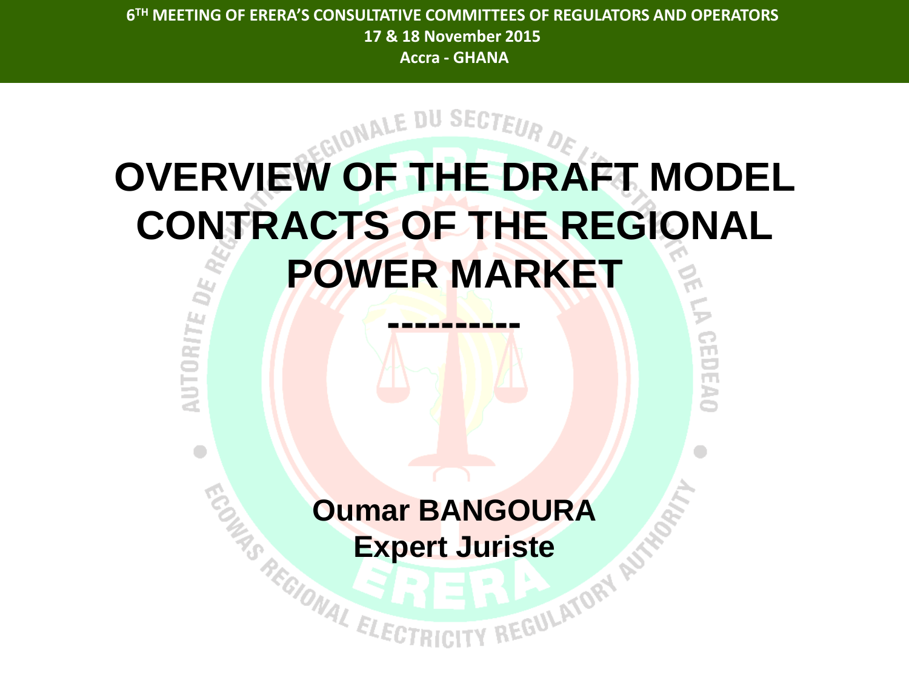6TH MEETING OF ERERA'S CONSULTATIVE COMMITTEES OF REGULATORS AND OPERATORS
17 & 18 November 2015
Accra - GHANA

# OVERVIEW OF THE DRAFT MODEL CONTRACTS OF THE REGIONAL POWER MARKET

----------

**Oumar BANGOURA**
**Expert Juriste**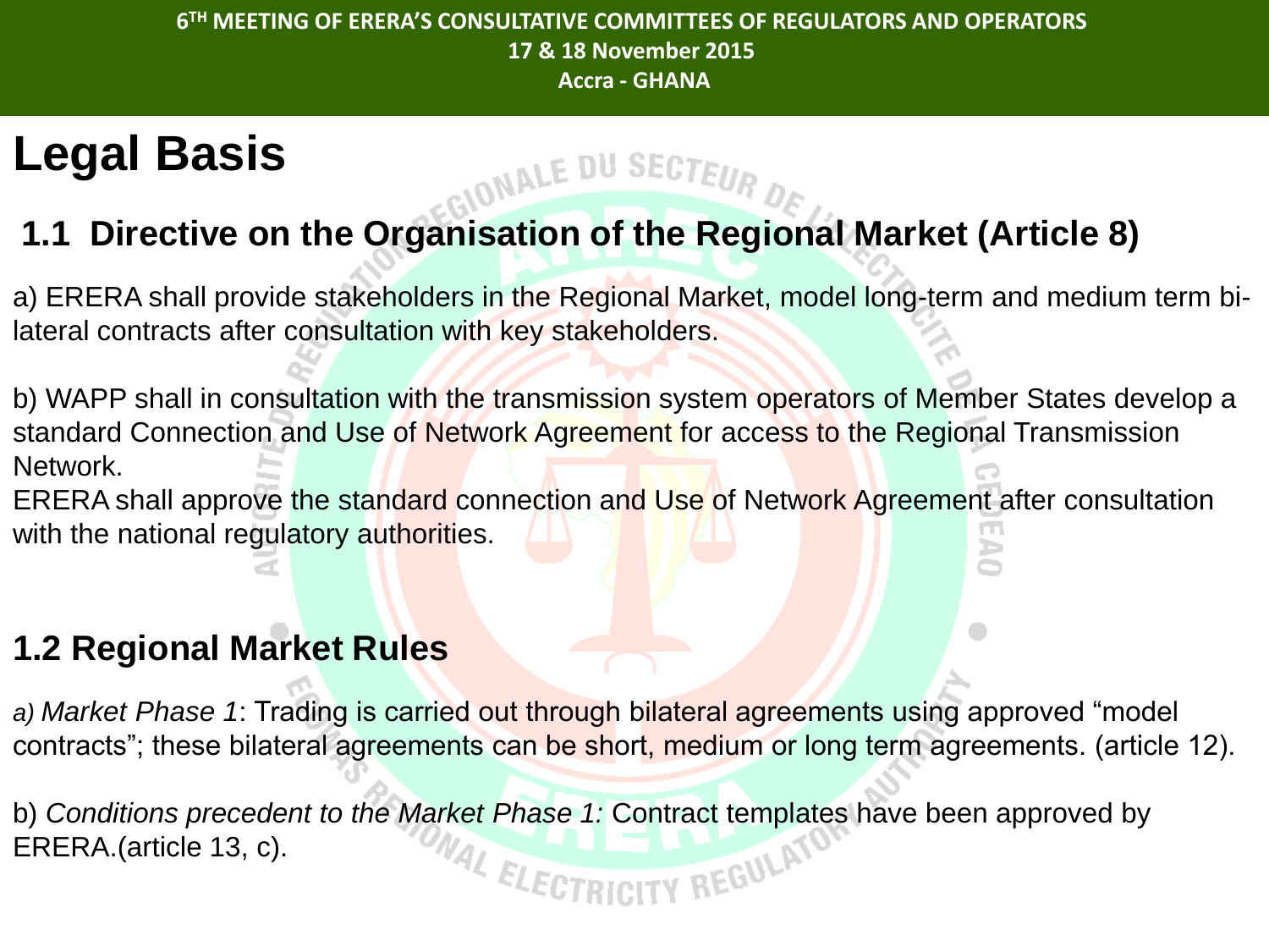# Legal Basis

## 1.1 Directive on the Organisation of the Regional Market (Article 8)

a) ERERA shall provide stakeholders in the Regional Market, model long-term and medium term bi-lateral contracts after consultation with key stakeholders.

b) WAPP shall in consultation with the transmission system operators of Member States develop a standard Connection and Use of Network Agreement for access to the Regional Transmission Network.
ERERA shall approve the standard connection and Use of Network Agreement after consultation with the national regulatory authorities.

## 1.2 Regional Market Rules

*a) Market Phase 1*: Trading is carried out through bilateral agreements using approved "model contracts"; these bilateral agreements can be short, medium or long term agreements. (article 12).

b) *Conditions precedent to the Market Phase 1:* Contract templates have been approved by ERERA.(article 13, c).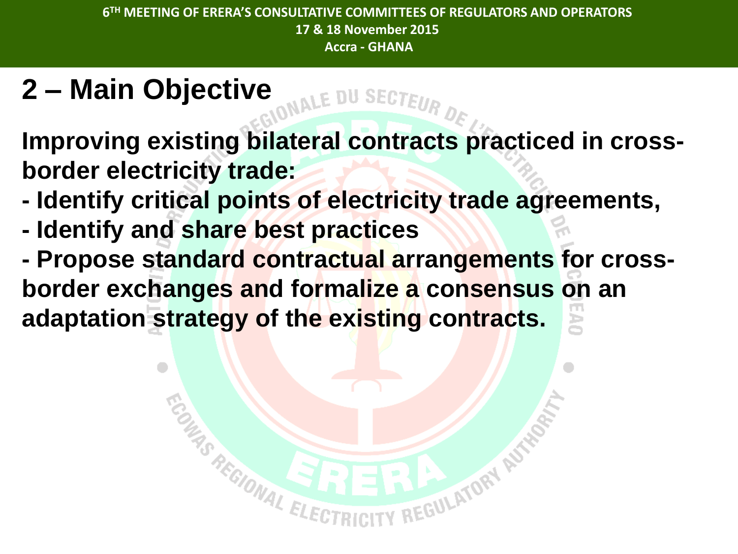## 2 – Main Objective

**Improving existing bilateral contracts practiced in cross-border electricity trade:**

**- Identify critical points of electricity trade agreements,**

**- Identify and share best practices**

**- Propose standard contractual arrangements for cross-border exchanges and formalize a consensus on an adaptation strategy of the existing contracts.**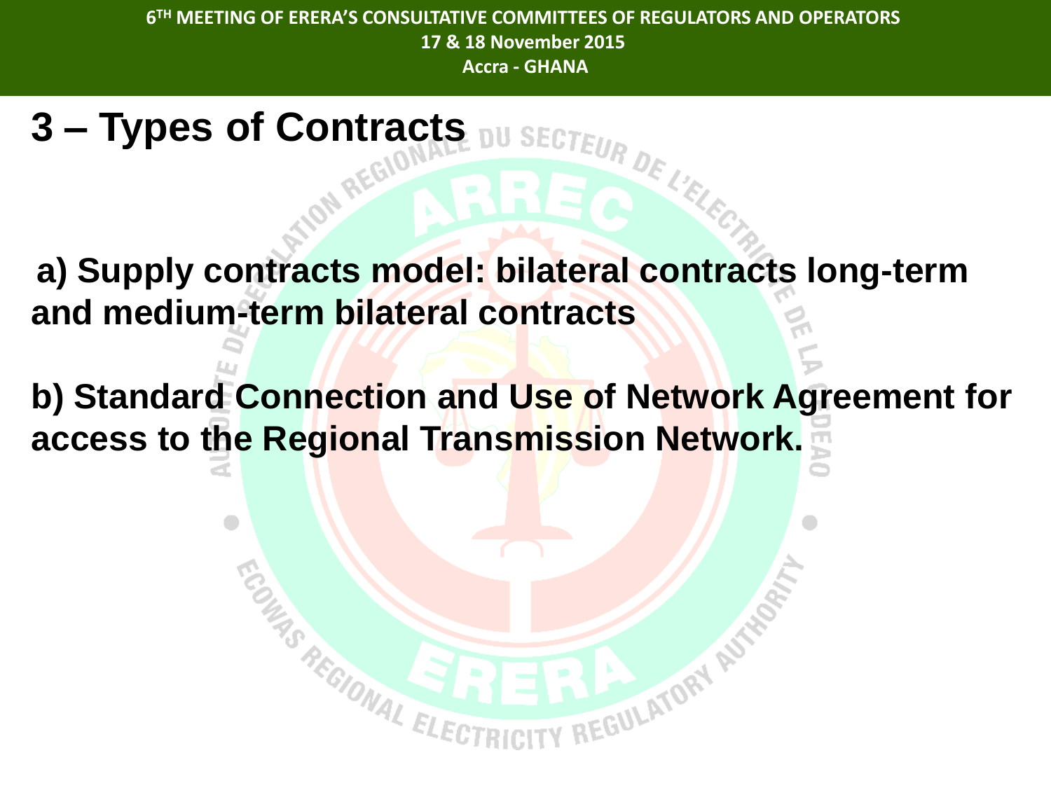# 3 – Types of Contracts

**a) Supply contracts model: bilateral contracts long-term and medium-term bilateral contracts**

**b) Standard Connection and Use of Network Agreement for access to the Regional Transmission Network.**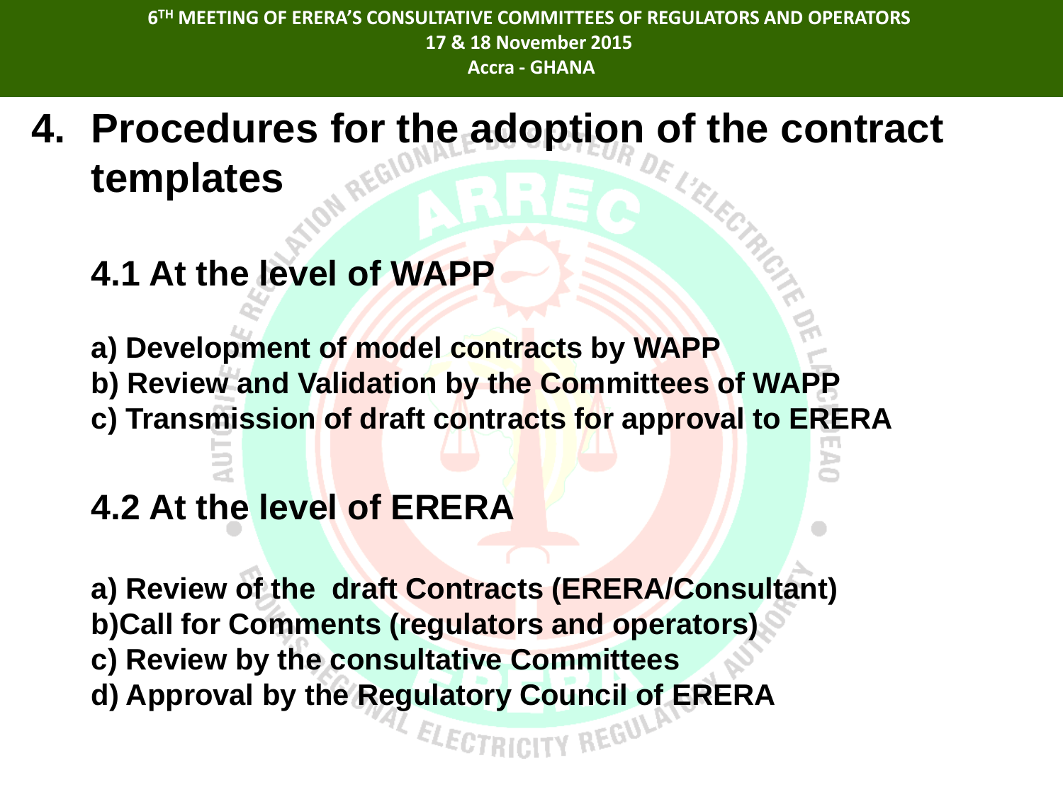# 4. Procedures for the adoption of the contract templates

## 4.1 At the level of WAPP

**a) Development of model contracts by WAPP**
**b) Review and Validation by the Committees of WAPP**
**c) Transmission of draft contracts for approval to ERERA**

## 4.2 At the level of ERERA

**a) Review of the draft Contracts (ERERA/Consultant)**
**b)Call for Comments (regulators and operators)**
**c) Review by the consultative Committees**
**d) Approval by the Regulatory Council of ERERA**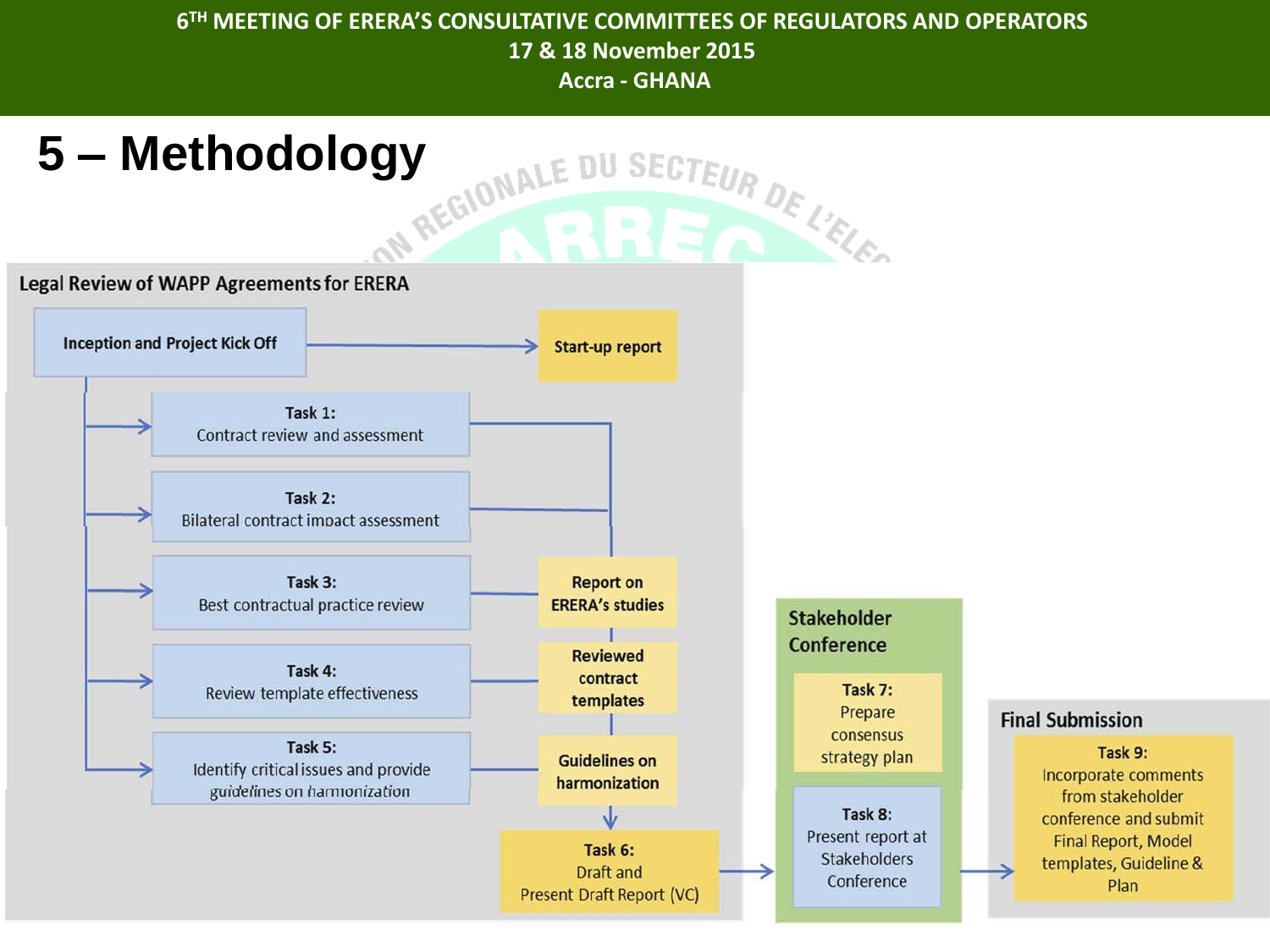# 5 – Methodology

## Legal Review of WAPP Agreements for ERERA

- **Inception and Project Kick Off** → **Start-up report**
- **Task 1:** Contract review and assessment
- **Task 2:** Bilateral contract impact assessment
- **Task 3:** Best contractual practice review → **Report on ERERA's studies**
- **Task 4:** Review template effectiveness → **Reviewed contract templates**
- **Task 5:** Identify critical issues and provide guidelines on harmonization → **Guidelines on harmonization**
- **Task 6:** Draft and Present Draft Report (VC)

## Stakeholder Conference

- **Task 7:** Prepare consensus strategy plan
- **Task 8:** Present report at Stakeholders Conference

## Final Submission

- **Task 9:** Incorporate comments from stakeholder conference and submit Final Report, Model templates, Guideline & Plan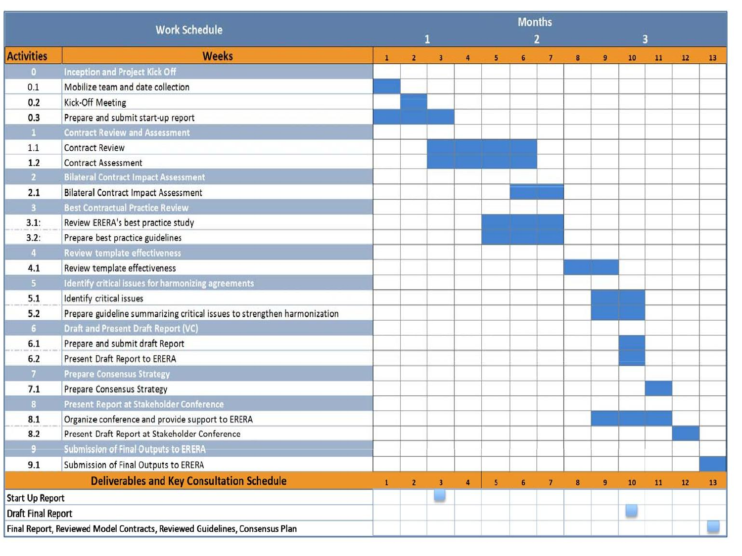| Work Schedule | | Months | | | | | | | | | | | | |
|---|---|---|---|---|---|---|---|---|---|---|---|---|---|---|
| | | 1 | | | | 2 | | | | 3 | | | | |
| **Activities** | **Weeks** | 1 | 2 | 3 | 4 | 5 | 6 | 7 | 8 | 9 | 10 | 11 | 12 | 13 |
| **0** | **Inception and Project Kick Off** | | | | | | | | | | | | | |
| 0.1 | Mobilize team and date collection | ■ | | | | | | | | | | | | |
| 0.2 | Kick-Off Meeting | | ■ | | | | | | | | | | | |
| 0.3 | Prepare and submit start-up report | ■ | ■ | ■ | | | | | | | | | | |
| **1** | **Contract Review and Assessment** | | | | | | | | | | | | | |
| 1.1 | Contract Review | | | ■ | ■ | ■ | ■ | | | | | | | |
| 1.2 | Contract Assessment | | | ■ | ■ | ■ | ■ | | | | | | | |
| **2** | **Bilateral Contract Impact Assessment** | | | | | | | | | | | | | |
| 2.1 | Bilateral Contract Impact Assessment | | | | | | ■ | ■ | | | | | | |
| **3** | **Best Contractual Practice Review** | | | | | | | | | | | | | |
| 3.1: | Review ERERA's best practice study | | | | | ■ | ■ | ■ | | | | | | |
| 3.2: | Prepare best practice guidelines | | | | | ■ | ■ | ■ | | | | | | |
| **4** | **Review template effectiveness** | | | | | | | | | | | | | |
| 4.1 | Review template effectiveness | | | | | | | | ■ | ■ | | | | |
| **5** | **Identify critical issues for harmonizing agreements** | | | | | | | | | | | | | |
| 5.1 | Identify critical issues | | | | | | | | | ■ | ■ | | | |
| 5.2 | Prepare guideline summarizing critical issues to strengthen harmonization | | | | | | | | | ■ | ■ | | | |
| **6** | **Draft and Present Draft Report (VC)** | | | | | | | | | | | | | |
| 6.1 | Prepare and submit draft Report | | | | | | | | | | ■ | | | |
| 6.2 | Present Draft Report to ERERA | | | | | | | | | | ■ | | | |
| **7** | **Prepare Consensus Strategy** | | | | | | | | | | | | | |
| 7.1 | Prepare Consensus Strategy | | | | | | | | | | | ■ | | |
| **8** | **Present Report at Stakeholder Conference** | | | | | | | | | | | | | |
| 8.1 | Organize conference and provide support to ERERA | | | | | | | | | ■ | ■ | ■ | | |
| 8.2 | Present Draft Report at Stakeholder Conference | | | | | | | | | | | | ■ | |
| **9** | **Submission of Final Outputs to ERERA** | | | | | | | | | | | | | |
| 9.1 | Submission of Final Outputs to ERERA | | | | | | | | | | | | | ■ |
| **Deliverables and Key Consultation Schedule** | | 1 | 2 | 3 | 4 | 5 | 6 | 7 | 8 | 9 | 10 | 11 | 12 | 13 |
| Start Up Report | | | | ■ | | | | | | | | | | |
| Draft Final Report | | | | | | | | | | | ■ | | | |
| Final Report, Reviewed Model Contracts, Reviewed Guidelines, Consensus Plan | | | | | | | | | | | | | | ■ |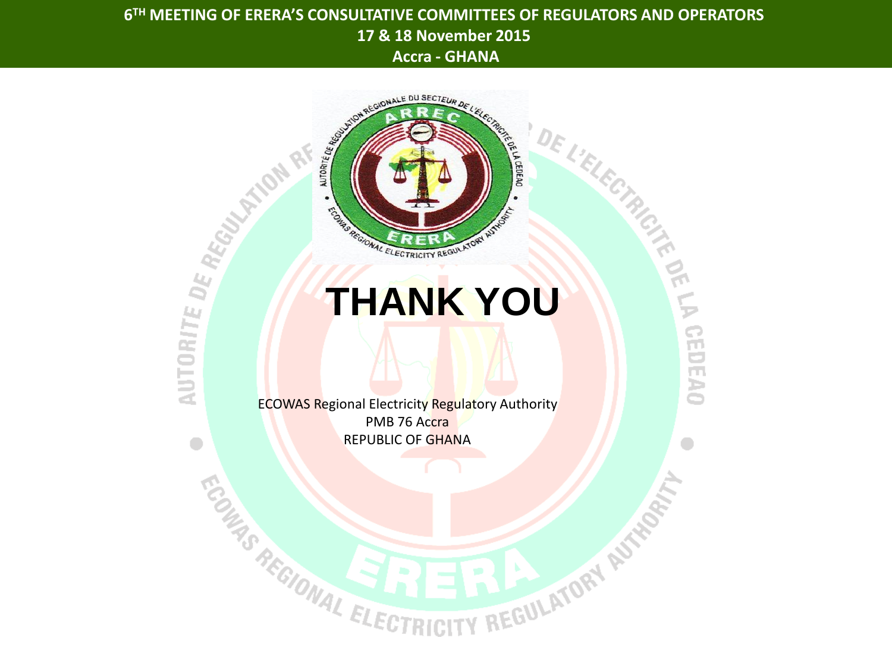6TH MEETING OF ERERA'S CONSULTATIVE COMMITTEES OF REGULATORS AND OPERATORS
17 & 18 November 2015
Accra - GHANA

# THANK YOU

ECOWAS Regional Electricity Regulatory Authority
PMB 76 Accra
REPUBLIC OF GHANA